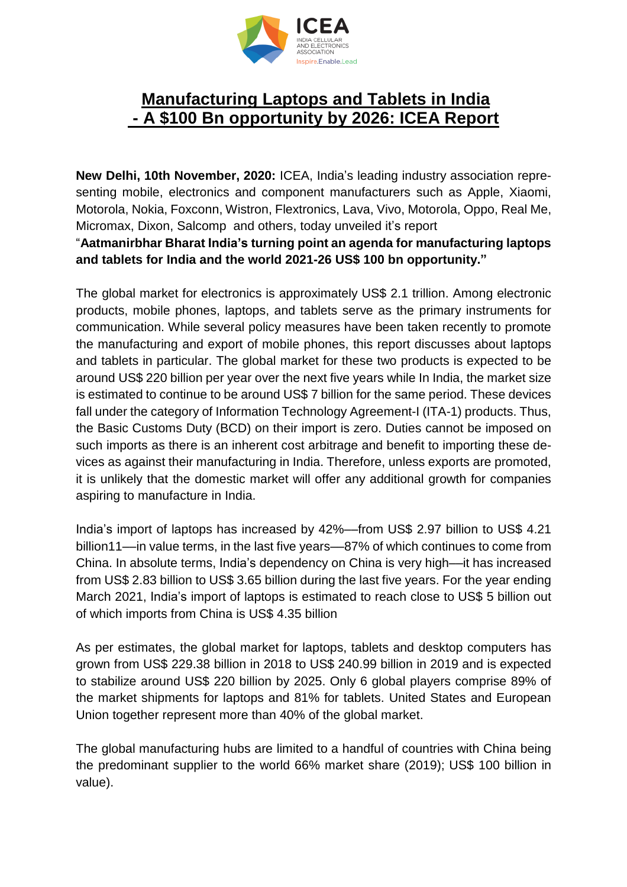# Manufacturing Laptops and Tablets in India - A $100 Bn opportunity by 2026: ICEA Report

**New Delhi, 10th November, 2020:** ICEA, India's leading industry association representing mobile, electronics and component manufacturers such as Apple, Xiaomi, Motorola, Nokia, Foxconn, Wistron, Flextronics, Lava, Vivo, Motorola, Oppo, Real Me, Micromax, Dixon, Salcomp and others, today unveiled it's report "**Aatmanirbhar Bharat India's turning point an agenda for manufacturing laptops and tablets for India and the world 2021-26 US$ 100 bn opportunity.**"

The global market for electronics is approximately US$ 2.1 trillion. Among electronic products, mobile phones, laptops, and tablets serve as the primary instruments for communication. While several policy measures have been taken recently to promote the manufacturing and export of mobile phones, this report discusses about laptops and tablets in particular. The global market for these two products is expected to be around US$ 220 billion per year over the next five years while In India, the market size is estimated to continue to be around US$ 7 billion for the same period. These devices fall under the category of Information Technology Agreement-I (ITA-1) products. Thus, the Basic Customs Duty (BCD) on their import is zero. Duties cannot be imposed on such imports as there is an inherent cost arbitrage and benefit to importing these devices as against their manufacturing in India. Therefore, unless exports are promoted, it is unlikely that the domestic market will offer any additional growth for companies aspiring to manufacture in India.

India's import of laptops has increased by 42%—from US$ 2.97 billion to US$ 4.21 billion11—in value terms, in the last five years—87% of which continues to come from China. In absolute terms, India's dependency on China is very high—it has increased from US$ 2.83 billion to US$ 3.65 billion during the last five years. For the year ending March 2021, India's import of laptops is estimated to reach close to US$ 5 billion out of which imports from China is US$ 4.35 billion

As per estimates, the global market for laptops, tablets and desktop computers has grown from US$ 229.38 billion in 2018 to US$ 240.99 billion in 2019 and is expected to stabilize around US$ 220 billion by 2025. Only 6 global players comprise 89% of the market shipments for laptops and 81% for tablets. United States and European Union together represent more than 40% of the global market.

The global manufacturing hubs are limited to a handful of countries with China being the predominant supplier to the world 66% market share (2019); US$ 100 billion in value).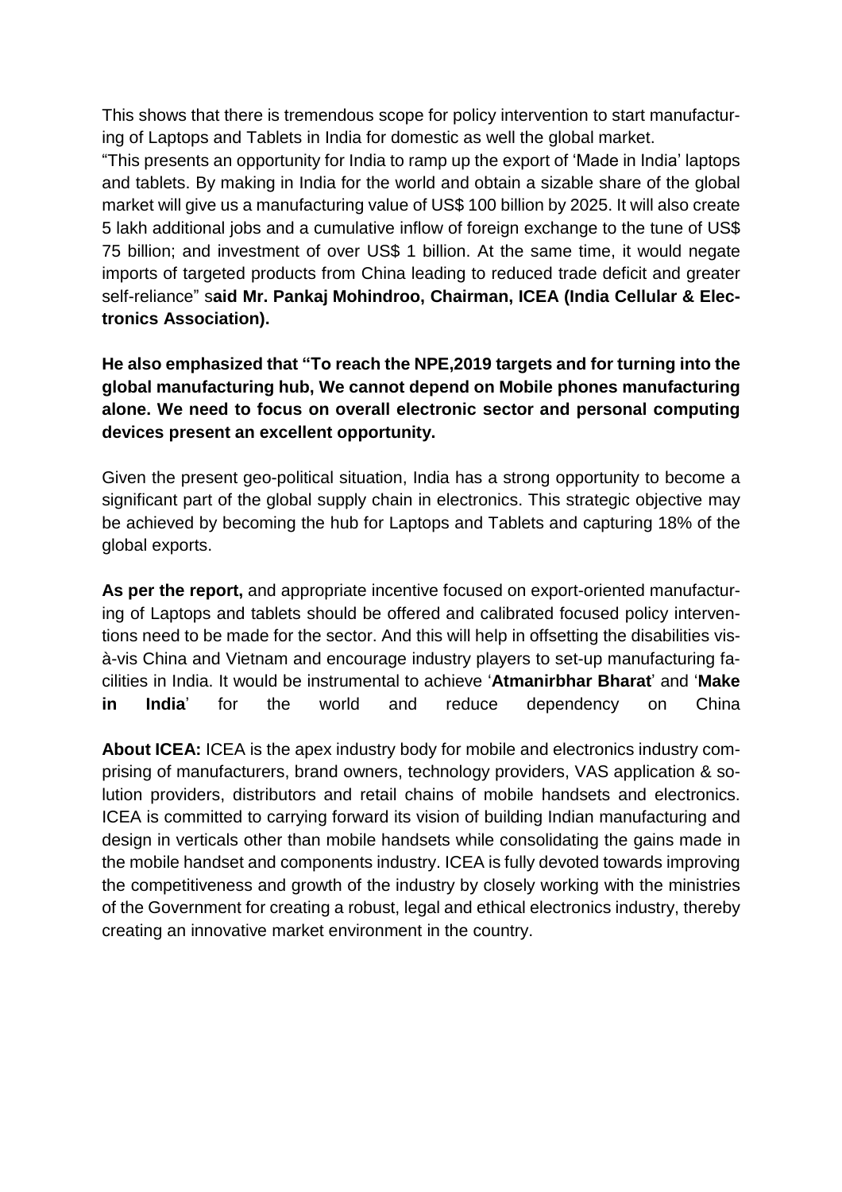This shows that there is tremendous scope for policy intervention to start manufacturing of Laptops and Tablets in India for domestic as well the global market.

"This presents an opportunity for India to ramp up the export of 'Made in India' laptops and tablets. By making in India for the world and obtain a sizable share of the global market will give us a manufacturing value of US$ 100 billion by 2025. It will also create 5 lakh additional jobs and a cumulative inflow of foreign exchange to the tune of US$ 75 billion; and investment of over US$ 1 billion. At the same time, it would negate imports of targeted products from China leading to reduced trade deficit and greater self-reliance" s**aid Mr. Pankaj Mohindroo, Chairman, ICEA (India Cellular & Electronics Association).**

**He also emphasized that "To reach the NPE,2019 targets and for turning into the global manufacturing hub, We cannot depend on Mobile phones manufacturing alone. We need to focus on overall electronic sector and personal computing devices present an excellent opportunity.**

Given the present geo-political situation, India has a strong opportunity to become a significant part of the global supply chain in electronics. This strategic objective may be achieved by becoming the hub for Laptops and Tablets and capturing 18% of the global exports.

**As per the report,** and appropriate incentive focused on export-oriented manufacturing of Laptops and tablets should be offered and calibrated focused policy interventions need to be made for the sector. And this will help in offsetting the disabilities vis-à-vis China and Vietnam and encourage industry players to set-up manufacturing facilities in India. It would be instrumental to achieve '**Atmanirbhar Bharat**' and '**Make in India**' for the world and reduce dependency on China

**About ICEA:** ICEA is the apex industry body for mobile and electronics industry comprising of manufacturers, brand owners, technology providers, VAS application & solution providers, distributors and retail chains of mobile handsets and electronics. ICEA is committed to carrying forward its vision of building Indian manufacturing and design in verticals other than mobile handsets while consolidating the gains made in the mobile handset and components industry. ICEA is fully devoted towards improving the competitiveness and growth of the industry by closely working with the ministries of the Government for creating a robust, legal and ethical electronics industry, thereby creating an innovative market environment in the country.